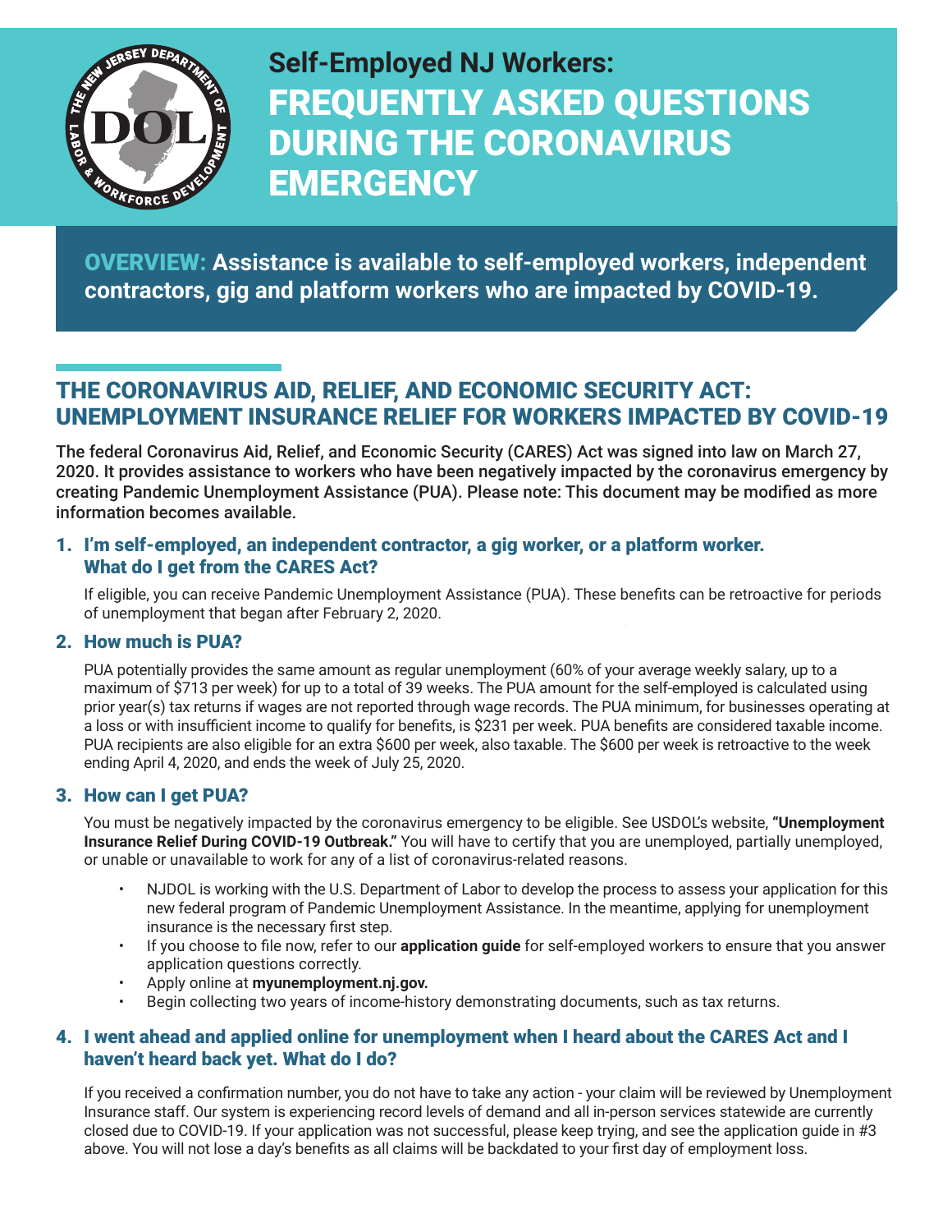# Self-Employed NJ Workers: FREQUENTLY ASKED QUESTIONS DURING THE CORONAVIRUS EMERGENCY

**OVERVIEW: Assistance is available to self-employed workers, independent contractors, gig and platform workers who are impacted by COVID-19.**

## THE CORONAVIRUS AID, RELIEF, AND ECONOMIC SECURITY ACT: UNEMPLOYMENT INSURANCE RELIEF FOR WORKERS IMPACTED BY COVID-19

The federal Coronavirus Aid, Relief, and Economic Security (CARES) Act was signed into law on March 27, 2020. It provides assistance to workers who have been negatively impacted by the coronavirus emergency by creating Pandemic Unemployment Assistance (PUA). Please note: This document may be modified as more information becomes available.

### 1. I'm self-employed, an independent contractor, a gig worker, or a platform worker. What do I get from the CARES Act?

If eligible, you can receive Pandemic Unemployment Assistance (PUA). These benefits can be retroactive for periods of unemployment that began after February 2, 2020.

### 2. How much is PUA?

PUA potentially provides the same amount as regular unemployment (60% of your average weekly salary, up to a maximum of $713 per week) for up to a total of 39 weeks. The PUA amount for the self-employed is calculated using prior year(s) tax returns if wages are not reported through wage records. The PUA minimum, for businesses operating at a loss or with insufficient income to qualify for benefits, is $231 per week. PUA benefits are considered taxable income. PUA recipients are also eligible for an extra $600 per week, also taxable. The $600 per week is retroactive to the week ending April 4, 2020, and ends the week of July 25, 2020.

### 3. How can I get PUA?

You must be negatively impacted by the coronavirus emergency to be eligible. See USDOL's website, **"Unemployment Insurance Relief During COVID-19 Outbreak."** You will have to certify that you are unemployed, partially unemployed, or unable or unavailable to work for any of a list of coronavirus-related reasons.

- NJDOL is working with the U.S. Department of Labor to develop the process to assess your application for this new federal program of Pandemic Unemployment Assistance. In the meantime, applying for unemployment insurance is the necessary first step.
- If you choose to file now, refer to our **application guide** for self-employed workers to ensure that you answer application questions correctly.
- Apply online at **myunemployment.nj.gov.**
- Begin collecting two years of income-history demonstrating documents, such as tax returns.

### 4. I went ahead and applied online for unemployment when I heard about the CARES Act and I haven't heard back yet. What do I do?

If you received a confirmation number, you do not have to take any action - your claim will be reviewed by Unemployment Insurance staff. Our system is experiencing record levels of demand and all in-person services statewide are currently closed due to COVID-19. If your application was not successful, please keep trying, and see the application guide in #3 above. You will not lose a day's benefits as all claims will be backdated to your first day of employment loss.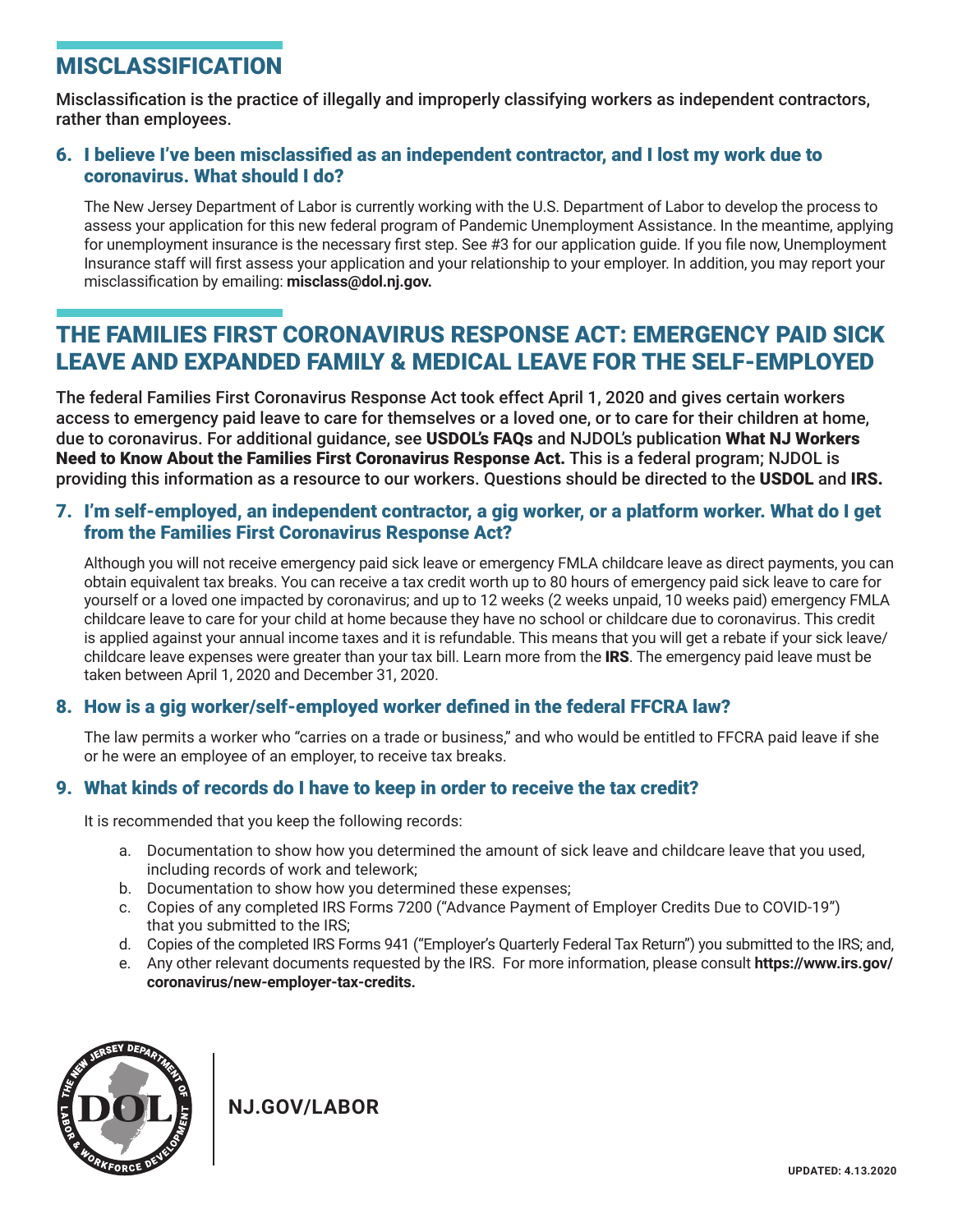## MISCLASSIFICATION

Misclassification is the practice of illegally and improperly classifying workers as independent contractors, rather than employees.

### 6. I believe I've been misclassified as an independent contractor, and I lost my work due to coronavirus. What should I do?

The New Jersey Department of Labor is currently working with the U.S. Department of Labor to develop the process to assess your application for this new federal program of Pandemic Unemployment Assistance. In the meantime, applying for unemployment insurance is the necessary first step. See #3 for our application guide. If you file now, Unemployment Insurance staff will first assess your application and your relationship to your employer. In addition, you may report your misclassification by emailing: **misclass@dol.nj.gov.**

## THE FAMILIES FIRST CORONAVIRUS RESPONSE ACT: EMERGENCY PAID SICK LEAVE AND EXPANDED FAMILY & MEDICAL LEAVE FOR THE SELF-EMPLOYED

The federal Families First Coronavirus Response Act took effect April 1, 2020 and gives certain workers access to emergency paid leave to care for themselves or a loved one, or to care for their children at home, due to coronavirus. For additional guidance, see **USDOL's FAQs** and NJDOL's publication **What NJ Workers Need to Know About the Families First Coronavirus Response Act.** This is a federal program; NJDOL is providing this information as a resource to our workers. Questions should be directed to the **USDOL** and **IRS.**

### 7. I'm self-employed, an independent contractor, a gig worker, or a platform worker. What do I get from the Families First Coronavirus Response Act?

Although you will not receive emergency paid sick leave or emergency FMLA childcare leave as direct payments, you can obtain equivalent tax breaks. You can receive a tax credit worth up to 80 hours of emergency paid sick leave to care for yourself or a loved one impacted by coronavirus; and up to 12 weeks (2 weeks unpaid, 10 weeks paid) emergency FMLA childcare leave to care for your child at home because they have no school or childcare due to coronavirus. This credit is applied against your annual income taxes and it is refundable. This means that you will get a rebate if your sick leave/ childcare leave expenses were greater than your tax bill. Learn more from the **IRS**. The emergency paid leave must be taken between April 1, 2020 and December 31, 2020.

### 8. How is a gig worker/self-employed worker defined in the federal FFCRA law?

The law permits a worker who "carries on a trade or business," and who would be entitled to FFCRA paid leave if she or he were an employee of an employer, to receive tax breaks.

### 9. What kinds of records do I have to keep in order to receive the tax credit?

It is recommended that you keep the following records:

a. Documentation to show how you determined the amount of sick leave and childcare leave that you used, including records of work and telework;
b. Documentation to show how you determined these expenses;
c. Copies of any completed IRS Forms 7200 ("Advance Payment of Employer Credits Due to COVID-19") that you submitted to the IRS;
d. Copies of the completed IRS Forms 941 ("Employer's Quarterly Federal Tax Return") you submitted to the IRS; and,
e. Any other relevant documents requested by the IRS. For more information, please consult **https://www.irs.gov/coronavirus/new-employer-tax-credits.**

**NJ.GOV/LABOR**

**UPDATED: 4.13.2020**